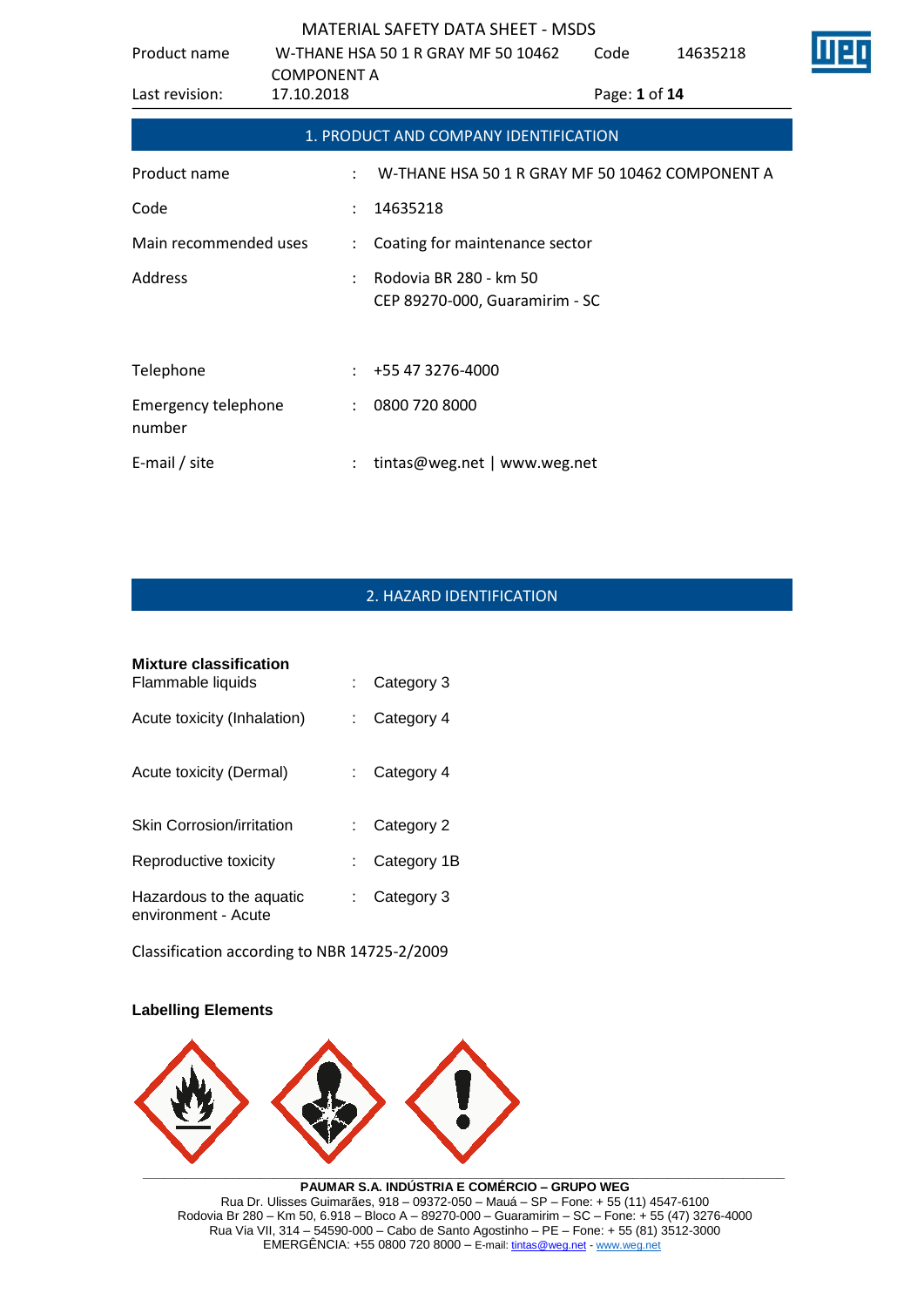## 1. PRODUCT AND COMPANY IDENTIFICATION

| | | |
|---|---|---|
| Product name | : | W-THANE HSA 50 1 R GRAY MF 50 10462 COMPONENT A |
| Code | : | 14635218 |
| Main recommended uses | : | Coating for maintenance sector |
| Address | : | Rodovia BR 280 - km 50<br>CEP 89270-000, Guaramirim - SC |
| Telephone | : | +55 47 3276-4000 |
| Emergency telephone number | : | 0800 720 8000 |
| E-mail / site | : | tintas@weg.net \| www.weg.net |

## 2. HAZARD IDENTIFICATION

**Mixture classification**

| | | |
|---|---|---|
| Flammable liquids | : | Category 3 |
| Acute toxicity (Inhalation) | : | Category 4 |
| Acute toxicity (Dermal) | : | Category 4 |
| Skin Corrosion/irritation | : | Category 2 |
| Reproductive toxicity | : | Category 1B |
| Hazardous to the aquatic environment - Acute | : | Category 3 |

Classification according to NBR 14725-2/2009

**Labelling Elements**

**PAUMAR S.A. INDÚSTRIA E COMÉRCIO – GRUPO WEG**
Rua Dr. Ulisses Guimarães, 918 – 09372-050 – Mauá – SP – Fone: + 55 (11) 4547-6100
Rodovia Br 280 – Km 50, 6.918 – Bloco A – 89270-000 – Guaramirim – SC – Fone: + 55 (47) 3276-4000
Rua Via VII, 314 – 54590-000 – Cabo de Santo Agostinho – PE – Fone: + 55 (81) 3512-3000
EMERGÊNCIA: +55 0800 720 8000 – E-mail: tintas@weg.net - www.weg.net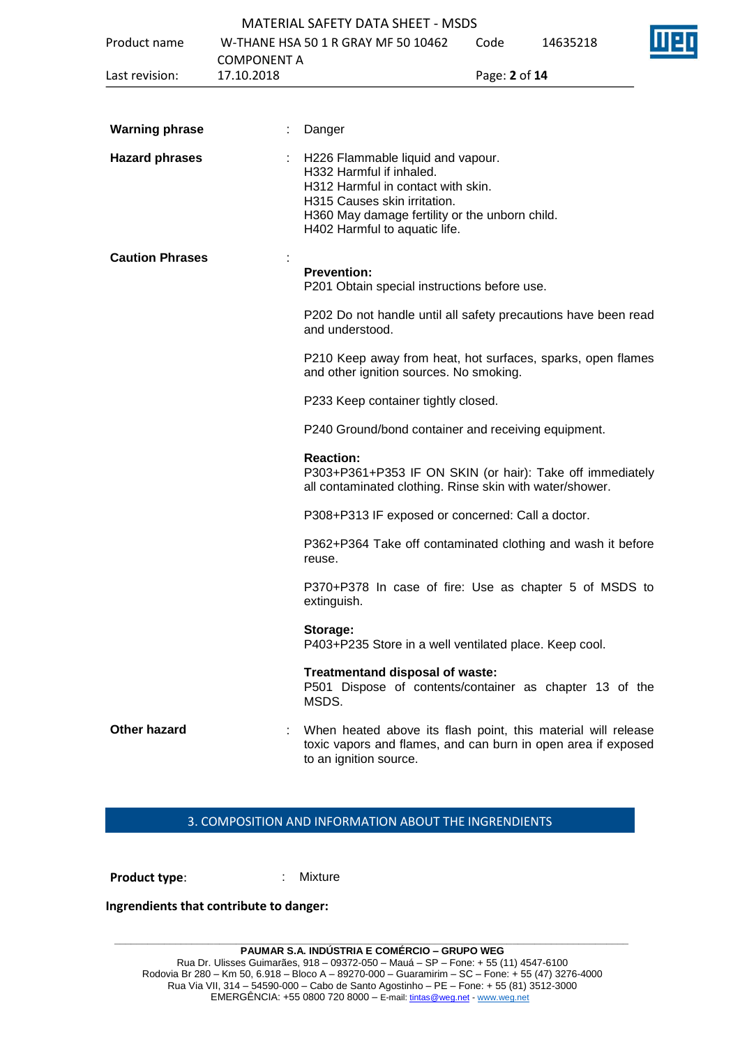**Warning phrase** : Danger

**Hazard phrases** : H226 Flammable liquid and vapour.
H332 Harmful if inhaled.
H312 Harmful in contact with skin.
H315 Causes skin irritation.
H360 May damage fertility or the unborn child.
H402 Harmful to aquatic life.

**Caution Phrases** :

**Prevention:**
P201 Obtain special instructions before use.

P202 Do not handle until all safety precautions have been read and understood.

P210 Keep away from heat, hot surfaces, sparks, open flames and other ignition sources. No smoking.

P233 Keep container tightly closed.

P240 Ground/bond container and receiving equipment.

**Reaction:**
P303+P361+P353 IF ON SKIN (or hair): Take off immediately all contaminated clothing. Rinse skin with water/shower.

P308+P313 IF exposed or concerned: Call a doctor.

P362+P364 Take off contaminated clothing and wash it before reuse.

P370+P378 In case of fire: Use as chapter 5 of MSDS to extinguish.

**Storage:**
P403+P235 Store in a well ventilated place. Keep cool.

**Treatmentand disposal of waste:**
P501 Dispose of contents/container as chapter 13 of the MSDS.

**Other hazard** : When heated above its flash point, this material will release toxic vapors and flames, and can burn in open area if exposed to an ignition source.

## 3. COMPOSITION AND INFORMATION ABOUT THE INGRENDIENTS

**Product type**: : Mixture

**Ingrendients that contribute to danger:**

**PAUMAR S.A. INDÚSTRIA E COMÉRCIO – GRUPO WEG**
Rua Dr. Ulisses Guimarães, 918 – 09372-050 – Mauá – SP – Fone: + 55 (11) 4547-6100
Rodovia Br 280 – Km 50, 6.918 – Bloco A – 89270-000 – Guaramirim – SC – Fone: + 55 (47) 3276-4000
Rua Via VII, 314 – 54590-000 – Cabo de Santo Agostinho – PE – Fone: + 55 (81) 3512-3000
EMERGÊNCIA: +55 0800 720 8000 – E-mail: tintas@weg.net - www.weg.net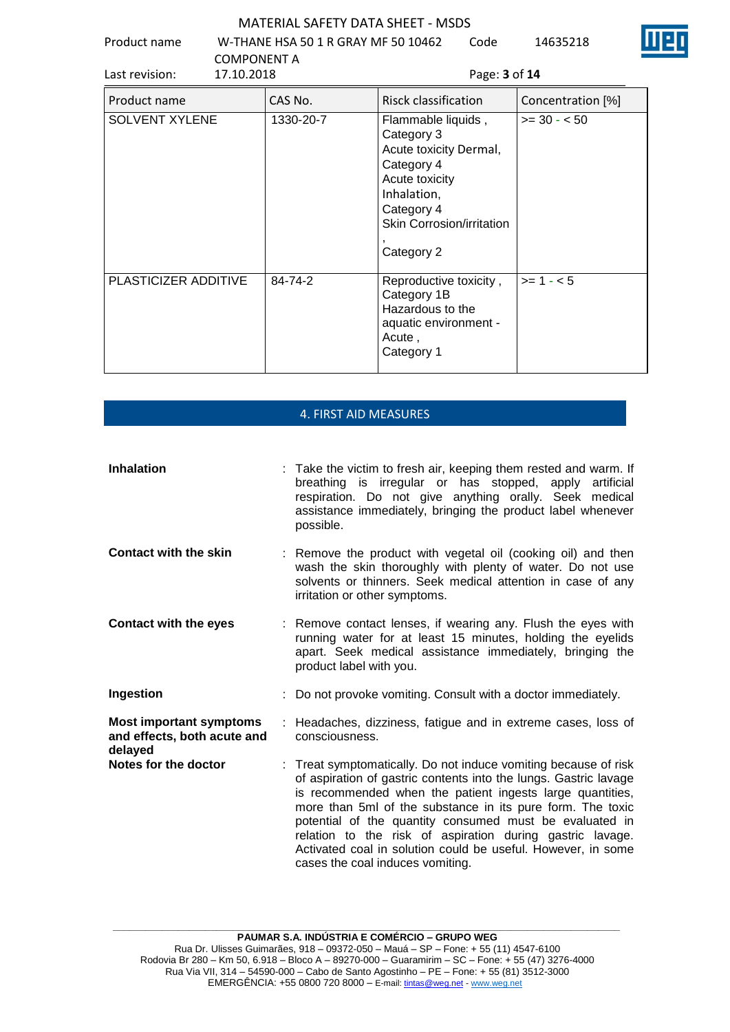| Product name | CAS No. | Risck classification | Concentration [%] |
|---|---|---|---|
| SOLVENT XYLENE | 1330-20-7 | Flammable liquids , Category 3 Acute toxicity Dermal, Category 4 Acute toxicity Inhalation, Category 4 Skin Corrosion/irritation , Category 2 | >= 30 - < 50 |
| PLASTICIZER ADDITIVE | 84-74-2 | Reproductive toxicity , Category 1B Hazardous to the aquatic environment - Acute , Category 1 | >= 1 - < 5 |

## 4. FIRST AID MEASURES

**Inhalation** : Take the victim to fresh air, keeping them rested and warm. If breathing is irregular or has stopped, apply artificial respiration. Do not give anything orally. Seek medical assistance immediately, bringing the product label whenever possible.

**Contact with the skin** : Remove the product with vegetal oil (cooking oil) and then wash the skin thoroughly with plenty of water. Do not use solvents or thinners. Seek medical attention in case of any irritation or other symptoms.

**Contact with the eyes** : Remove contact lenses, if wearing any. Flush the eyes with running water for at least 15 minutes, holding the eyelids apart. Seek medical assistance immediately, bringing the product label with you.

**Ingestion** : Do not provoke vomiting. Consult with a doctor immediately.

**Most important symptoms and effects, both acute and delayed** : Headaches, dizziness, fatigue and in extreme cases, loss of consciousness.

**Notes for the doctor** : Treat symptomatically. Do not induce vomiting because of risk of aspiration of gastric contents into the lungs. Gastric lavage is recommended when the patient ingests large quantities, more than 5ml of the substance in its pure form. The toxic potential of the quantity consumed must be evaluated in relation to the risk of aspiration during gastric lavage. Activated coal in solution could be useful. However, in some cases the coal induces vomiting.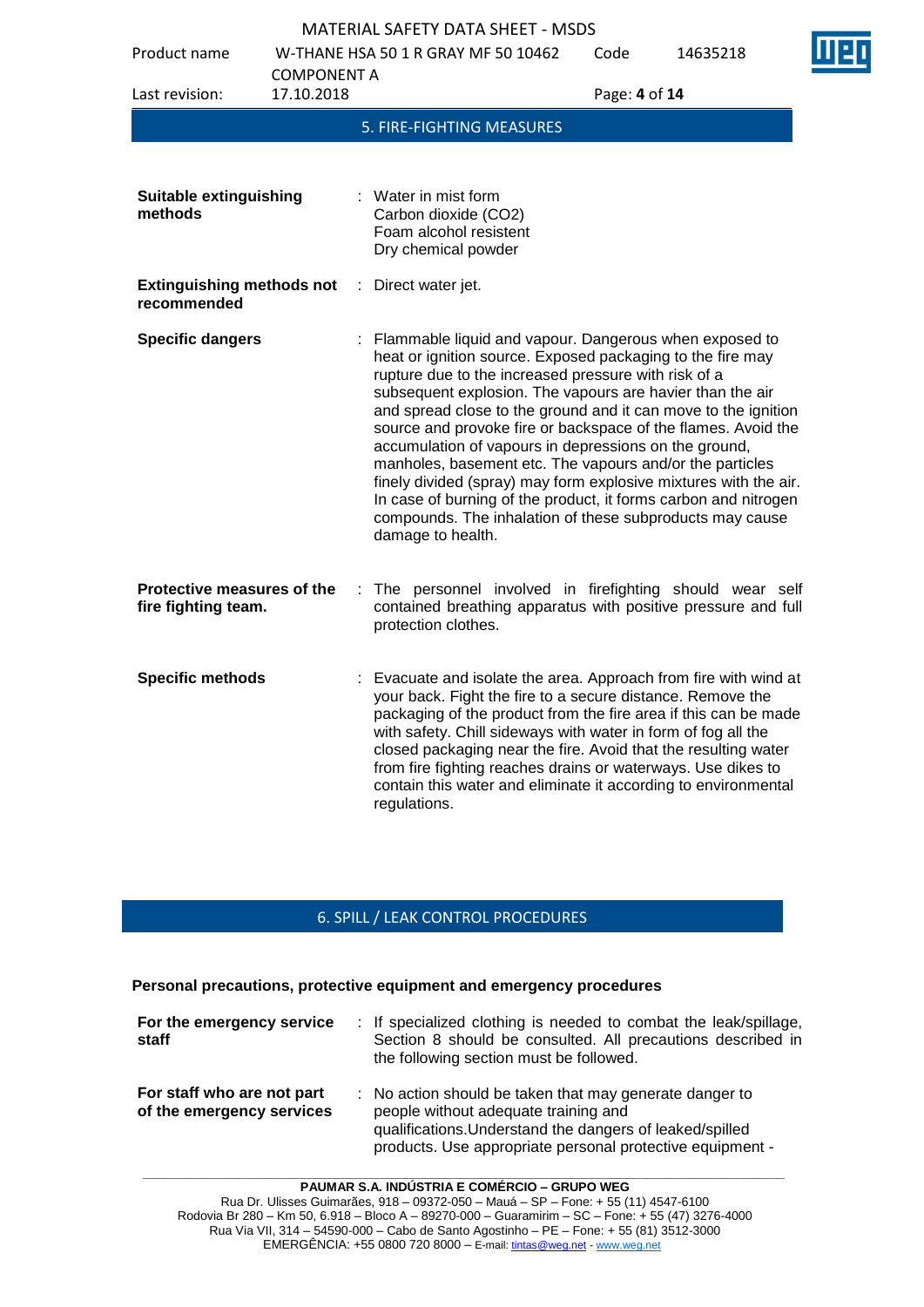## 5. FIRE-FIGHTING MEASURES

| | | |
|---|---|---|
| **Suitable extinguishing methods** | : | Water in mist form<br>Carbon dioxide ($CO_2$)<br>Foam alcohol resistent<br>Dry chemical powder |
| **Extinguishing methods not recommended** | : | Direct water jet. |
| **Specific dangers** | : | Flammable liquid and vapour. Dangerous when exposed to heat or ignition source. Exposed packaging to the fire may rupture due to the increased pressure with risk of a subsequent explosion. The vapours are havier than the air and spread close to the ground and it can move to the ignition source and provoke fire or backspace of the flames. Avoid the accumulation of vapours in depressions on the ground, manholes, basement etc. The vapours and/or the particles finely divided (spray) may form explosive mixtures with the air. In case of burning of the product, it forms carbon and nitrogen compounds. The inhalation of these subproducts may cause damage to health. |
| **Protective measures of the fire fighting team.** | : | The personnel involved in firefighting should wear self contained breathing apparatus with positive pressure and full protection clothes. |
| **Specific methods** | : | Evacuate and isolate the area. Approach from fire with wind at your back. Fight the fire to a secure distance. Remove the packaging of the product from the fire area if this can be made with safety. Chill sideways with water in form of fog all the closed packaging near the fire. Avoid that the resulting water from fire fighting reaches drains or waterways. Use dikes to contain this water and eliminate it according to environmental regulations. |

## 6. SPILL / LEAK CONTROL PROCEDURES

**Personal precautions, protective equipment and emergency procedures**

| | | |
|---|---|---|
| **For the emergency service staff** | : | If specialized clothing is needed to combat the leak/spillage, Section 8 should be consulted. All precautions described in the following section must be followed. |
| **For staff who are not part of the emergency services** | : | No action should be taken that may generate danger to people without adequate training and qualifications.Understand the dangers of leaked/spilled products. Use appropriate personal protective equipment - |

**PAUMAR S.A. INDÚSTRIA E COMÉRCIO – GRUPO WEG**
Rua Dr. Ulisses Guimarães, 918 – 09372-050 – Mauá – SP – Fone: + 55 (11) 4547-6100
Rodovia Br 280 – Km 50, 6.918 – Bloco A – 89270-000 – Guaramirim – SC – Fone: + 55 (47) 3276-4000
Rua Via VII, 314 – 54590-000 – Cabo de Santo Agostinho – PE – Fone: + 55 (81) 3512-3000
EMERGÊNCIA: +55 0800 720 8000 – E-mail: tintas@weg.net - www.weg.net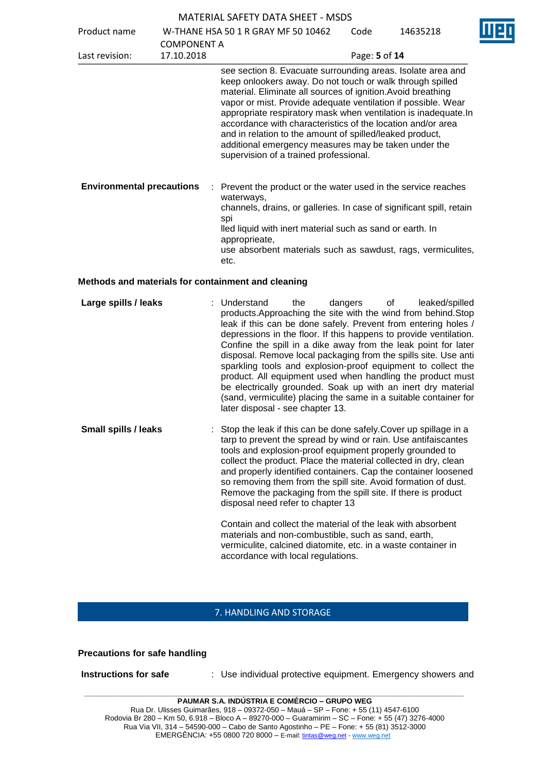see section 8. Evacuate surrounding areas. Isolate area and keep onlookers away. Do not touch or walk through spilled material. Eliminate all sources of ignition.Avoid breathing vapor or mist. Provide adequate ventilation if possible. Wear appropriate respiratory mask when ventilation is inadequate.In accordance with characteristics of the location and/or area and in relation to the amount of spilled/leaked product, additional emergency measures may be taken under the supervision of a trained professional.

**Environmental precautions** : Prevent the product or the water used in the service reaches waterways,
channels, drains, or galleries. In case of significant spill, retain spi
lled liquid with inert material such as sand or earth. In appropprieate,
use absorbent materials such as sawdust, rags, vermiculites, etc.

**Methods and materials for containment and cleaning**

**Large spills / leaks** : Understand the dangers of leaked/spilled products.Approaching the site with the wind from behind.Stop leak if this can be done safely. Prevent from entering holes / depressions in the floor. If this happens to provide ventilation. Confine the spill in a dike away from the leak point for later disposal. Remove local packaging from the spills site. Use anti sparkling tools and explosion-proof equipment to collect the product. All equipment used when handling the product must be electrically grounded. Soak up with an inert dry material (sand, vermiculite) placing the same in a suitable container for later disposal - see chapter 13.

**Small spills / leaks** : Stop the leak if this can be done safely.Cover up spillage in a tarp to prevent the spread by wind or rain. Use antifaiscantes tools and explosion-proof equipment properly grounded to collect the product. Place the material collected in dry, clean and properly identified containers. Cap the container loosened so removing them from the spill site. Avoid formation of dust. Remove the packaging from the spill site. If there is product disposal need refer to chapter 13

Contain and collect the material of the leak with absorbent materials and non-combustible, such as sand, earth, vermiculite, calcined diatomite, etc. in a waste container in accordance with local regulations.

## 7. HANDLING AND STORAGE

**Precautions for safe handling**

**Instructions for safe** : Use individual protective equipment. Emergency showers and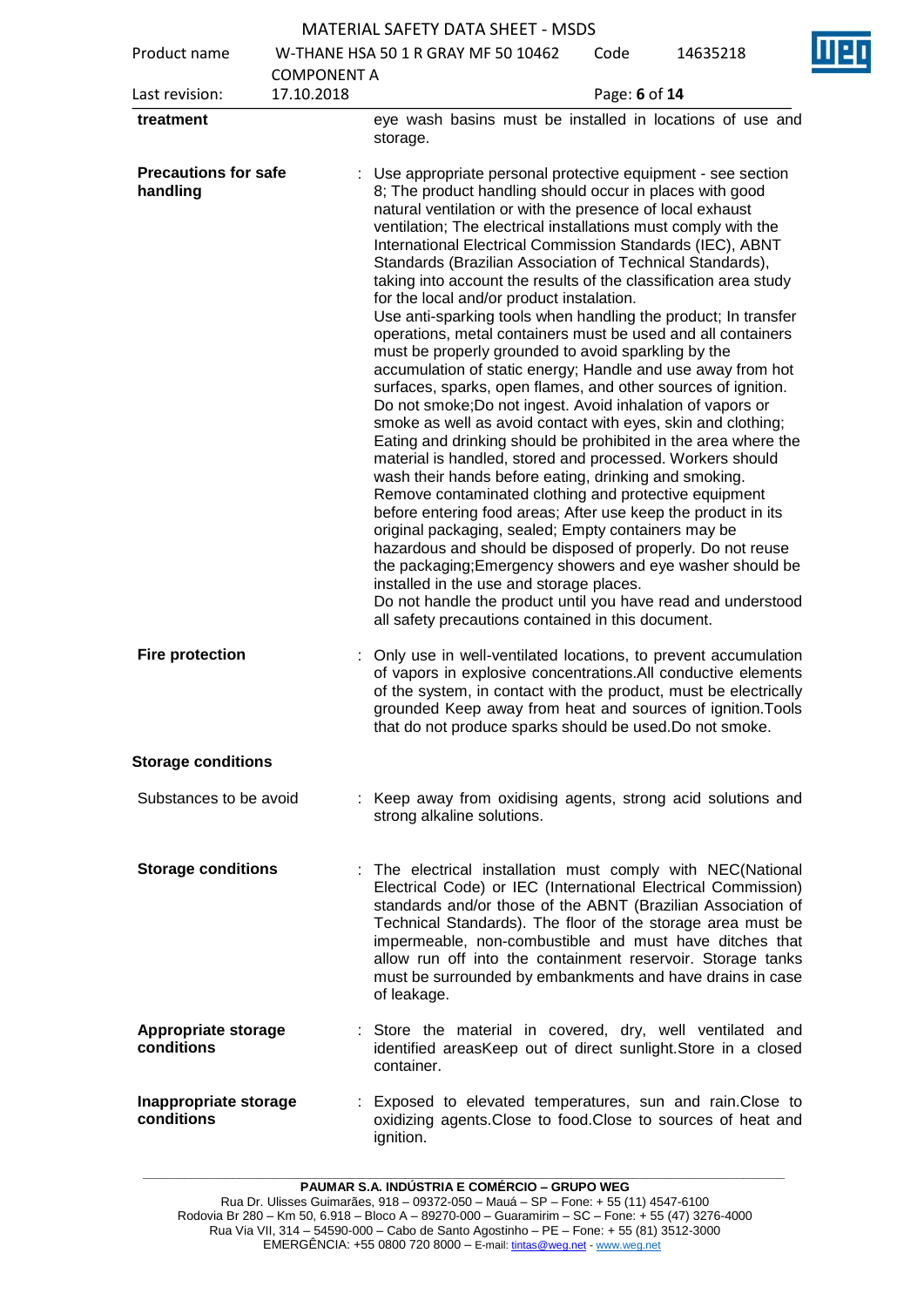| | |
|---|---|
| **treatment** | eye wash basins must be installed in locations of use and storage. |
| **Precautions for safe handling** | : Use appropriate personal protective equipment - see section 8; The product handling should occur in places with good natural ventilation or with the presence of local exhaust ventilation; The electrical installations must comply with the International Electrical Commission Standards (IEC), ABNT Standards (Brazilian Association of Technical Standards), taking into account the results of the classification area study for the local and/or product instalation. Use anti-sparking tools when handling the product; In transfer operations, metal containers must be used and all containers must be properly grounded to avoid sparkling by the accumulation of static energy; Handle and use away from hot surfaces, sparks, open flames, and other sources of ignition. Do not smoke;Do not ingest. Avoid inhalation of vapors or smoke as well as avoid contact with eyes, skin and clothing; Eating and drinking should be prohibited in the area where the material is handled, stored and processed. Workers should wash their hands before eating, drinking and smoking. Remove contaminated clothing and protective equipment before entering food areas; After use keep the product in its original packaging, sealed; Empty containers may be hazardous and should be disposed of properly. Do not reuse the packaging;Emergency showers and eye washer should be installed in the use and storage places. Do not handle the product until you have read and understood all safety precautions contained in this document. |
| **Fire protection** | : Only use in well-ventilated locations, to prevent accumulation of vapors in explosive concentrations.All conductive elements of the system, in contact with the product, must be electrically grounded Keep away from heat and sources of ignition.Tools that do not produce sparks should be used.Do not smoke. |

**Storage conditions**

| | |
|---|---|
| Substances to be avoid | : Keep away from oxidising agents, strong acid solutions and strong alkaline solutions. |
| **Storage conditions** | : The electrical installation must comply with NEC(National Electrical Code) or IEC (International Electrical Commission) standards and/or those of the ABNT (Brazilian Association of Technical Standards). The floor of the storage area must be impermeable, non-combustible and must have ditches that allow run off into the containment reservoir. Storage tanks must be surrounded by embankments and have drains in case of leakage. |
| **Appropriate storage conditions** | : Store the material in covered, dry, well ventilated and identified areasKeep out of direct sunlight.Store in a closed container. |
| **Inappropriate storage conditions** | : Exposed to elevated temperatures, sun and rain.Close to oxidizing agents.Close to food.Close to sources of heat and ignition. |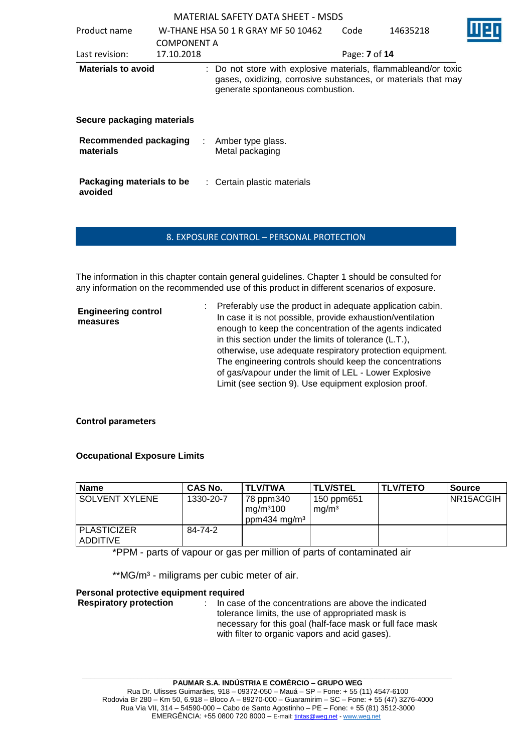**Materials to avoid** : Do not store with explosive materials, flammableand/or toxic gases, oxidizing, corrosive substances, or materials that may generate spontaneous combustion.

**Secure packaging materials**

**Recommended packaging materials** : Amber type glass.
Metal packaging

**Packaging materials to be avoided** : Certain plastic materials

## 8. EXPOSURE CONTROL – PERSONAL PROTECTION

The information in this chapter contain general guidelines. Chapter 1 should be consulted for any information on the recommended use of this product in different scenarios of exposure.

**Engineering control measures** : Preferably use the product in adequate application cabin. In case it is not possible, provide exhaustion/ventilation enough to keep the concentration of the agents indicated in this section under the limits of tolerance (L.T.), otherwise, use adequate respiratory protection equipment. The engineering controls should keep the concentrations of gas/vapour under the limit of LEL - Lower Explosive Limit (see section 9). Use equipment explosion proof.

**Control parameters**

**Occupational Exposure Limits**

| Name | CAS No. | TLV/TWA | TLV/STEL | TLV/TETO | Source |
|---|---|---|---|---|---|
| SOLVENT XYLENE | 1330-20-7 | 78 ppm340 mg/m³100 ppm434 mg/m³ | 150 ppm651 mg/m³ | | NR15ACGIH |
| PLASTICIZER ADDITIVE | 84-74-2 | | | | |

*PPM - parts of vapour or gas per million of parts of contaminated air

**MG/m³ - miligrams per cubic meter of air.

**Personal protective equipment required**

**Respiratory protection** : In case of the concentrations are above the indicated tolerance limits, the use of appropriated mask is necessary for this goal (half-face mask or full face mask with filter to organic vapors and acid gases).

**PAUMAR S.A. INDÚSTRIA E COMÉRCIO – GRUPO WEG**
Rua Dr. Ulisses Guimarães, 918 – 09372-050 – Mauá – SP – Fone: + 55 (11) 4547-6100
Rodovia Br 280 – Km 50, 6.918 – Bloco A – 89270-000 – Guaramirim – SC – Fone: + 55 (47) 3276-4000
Rua Via VII, 314 – 54590-000 – Cabo de Santo Agostinho – PE – Fone: + 55 (81) 3512-3000
EMERGÊNCIA: +55 0800 720 8000 – E-mail: tintas@weg.net - www.weg.net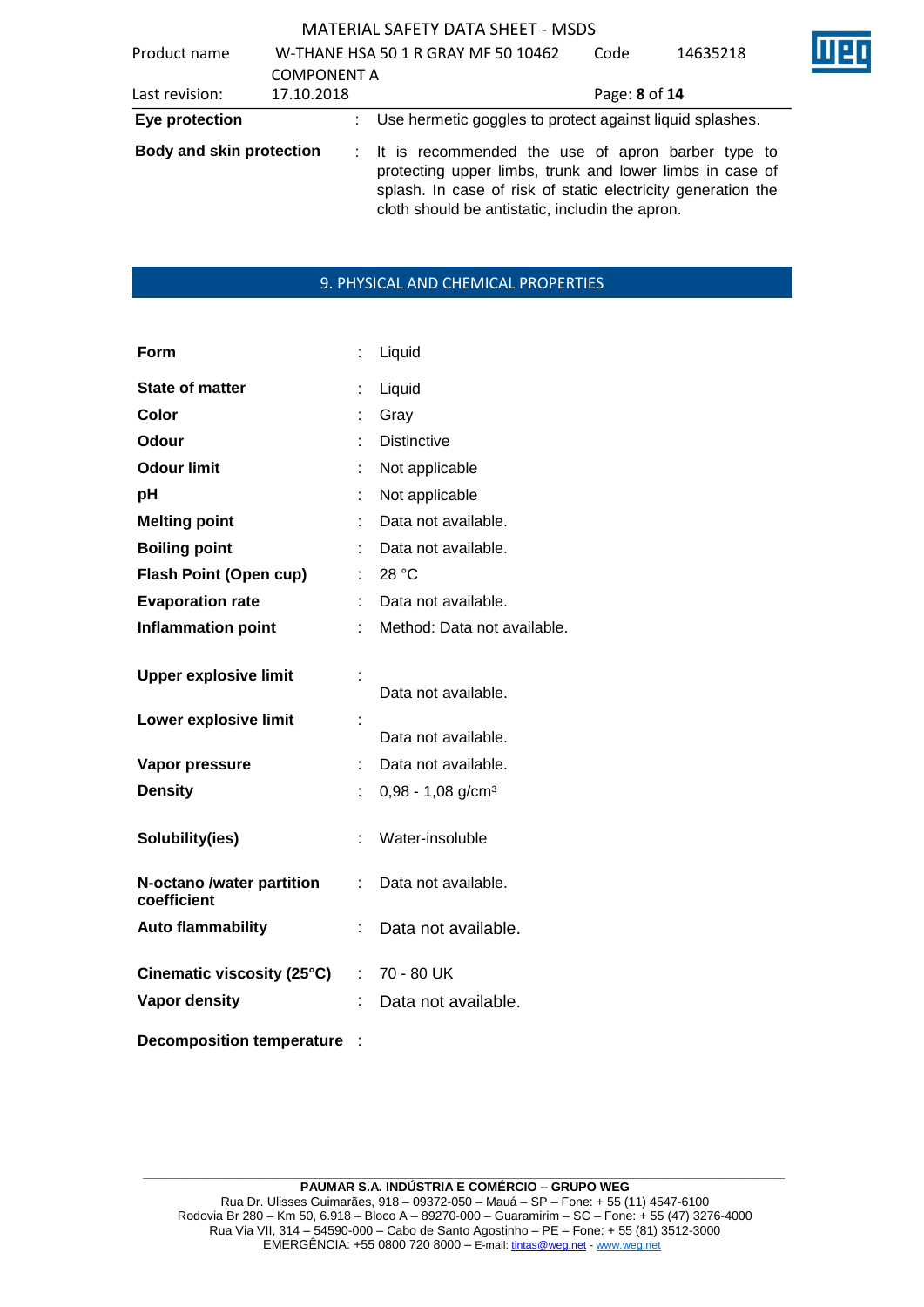| | | |
|---|---|---|
| **Eye protection** | : | Use hermetic goggles to protect against liquid splashes. |
| **Body and skin protection** | : | It is recommended the use of apron barber type to protecting upper limbs, trunk and lower limbs in case of splash. In case of risk of static electricity generation the cloth should be antistatic, includin the apron. |

## 9. PHYSICAL AND CHEMICAL PROPERTIES

| | | |
|---|---|---|
| **Form** | : | Liquid |
| **State of matter** | : | Liquid |
| **Color** | : | Gray |
| **Odour** | : | Distinctive |
| **Odour limit** | : | Not applicable |
| **pH** | : | Not applicable |
| **Melting point** | : | Data not available. |
| **Boiling point** | : | Data not available. |
| **Flash Point (Open cup)** | : | 28 °C |
| **Evaporation rate** | : | Data not available. |
| **Inflammation point** | : | Method: Data not available. |
| **Upper explosive limit** | : | Data not available. |
| **Lower explosive limit** | : | Data not available. |
| **Vapor pressure** | : | Data not available. |
| **Density** | : | 0,98 - 1,08 g/cm³ |
| **Solubility(ies)** | : | Water-insoluble |
| **N-octano /water partition coefficient** | : | Data not available. |
| **Auto flammability** | : | Data not available. |
| **Cinematic viscosity (25°C)** | : | 70 - 80 UK |
| **Vapor density** | : | Data not available. |
| **Decomposition temperature** | : | |

**PAUMAR S.A. INDÚSTRIA E COMÉRCIO – GRUPO WEG**
Rua Dr. Ulisses Guimarães, 918 – 09372-050 – Mauá – SP – Fone: + 55 (11) 4547-6100
Rodovia Br 280 – Km 50, 6.918 – Bloco A – 89270-000 – Guaramirim – SC – Fone: + 55 (47) 3276-4000
Rua Via VII, 314 – 54590-000 – Cabo de Santo Agostinho – PE – Fone: + 55 (81) 3512-3000
EMERGÊNCIA: +55 0800 720 8000 – E-mail: tintas@weg.net - www.weg.net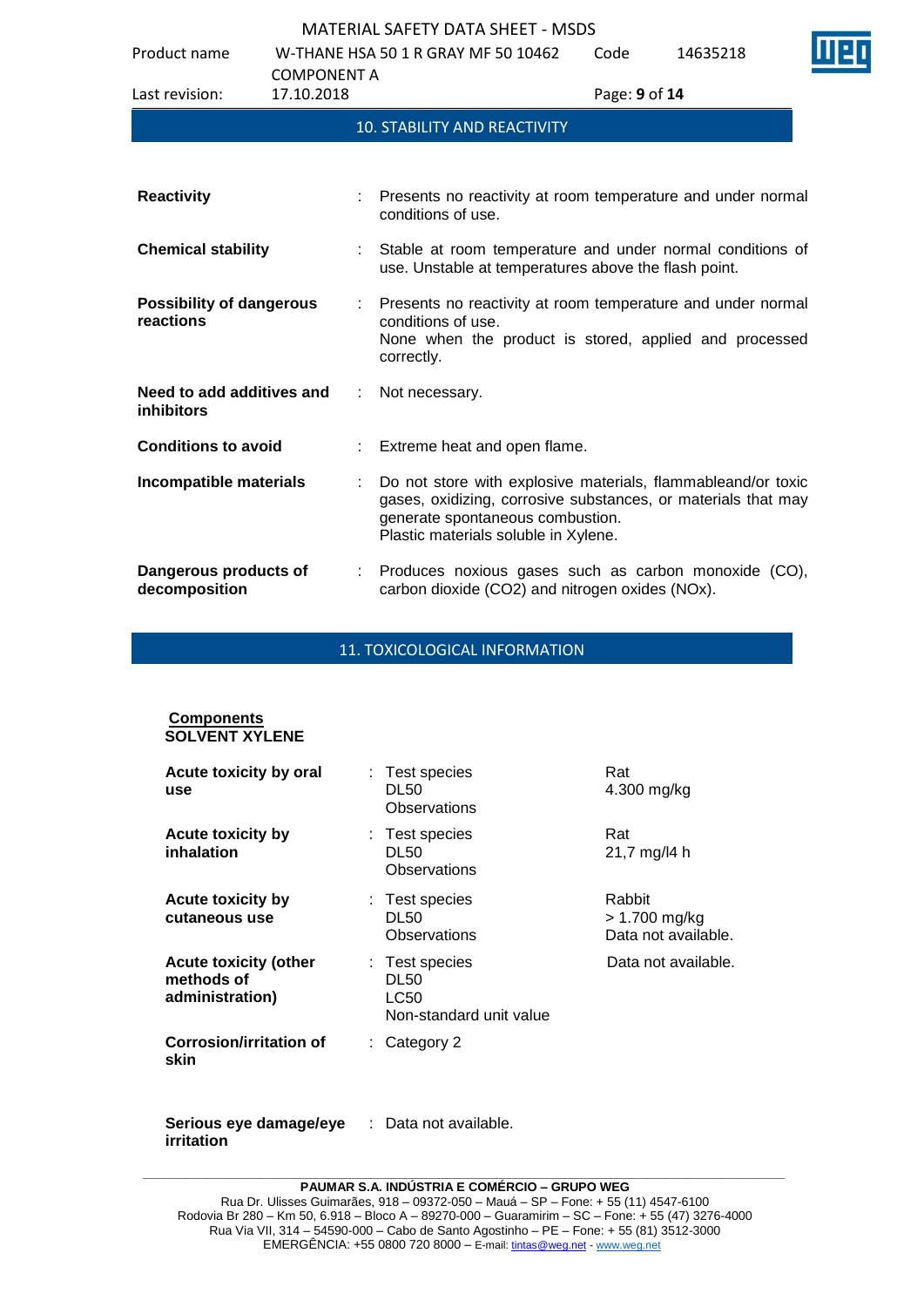## 10. STABILITY AND REACTIVITY

| | | |
|---|---|---|
| **Reactivity** | : | Presents no reactivity at room temperature and under normal conditions of use. |
| **Chemical stability** | : | Stable at room temperature and under normal conditions of use. Unstable at temperatures above the flash point. |
| **Possibility of dangerous reactions** | : | Presents no reactivity at room temperature and under normal conditions of use. None when the product is stored, applied and processed correctly. |
| **Need to add additives and inhibitors** | : | Not necessary. |
| **Conditions to avoid** | : | Extreme heat and open flame. |
| **Incompatible materials** | : | Do not store with explosive materials, flammableand/or toxic gases, oxidizing, corrosive substances, or materials that may generate spontaneous combustion. Plastic materials soluble in Xylene. |
| **Dangerous products of decomposition** | : | Produces noxious gases such as carbon monoxide (CO), carbon dioxide ($CO_2$) and nitrogen oxides ($NO_x$). |

## 11. TOXICOLOGICAL INFORMATION

**Components**
**SOLVENT XYLENE**

| | | | |
|---|---|---|---|
| **Acute toxicity by oral use** | : | Test species<br>DL50<br>Observations | Rat<br>4.300 mg/kg |
| **Acute toxicity by inhalation** | : | Test species<br>DL50<br>Observations | Rat<br>21,7 mg/l4 h |
| **Acute toxicity by cutaneous use** | : | Test species<br>DL50<br>Observations | Rabbit<br>> 1.700 mg/kg<br>Data not available. |
| **Acute toxicity (other methods of administration)** | : | Test species<br>DL50<br>LC50<br>Non-standard unit value | Data not available. |
| **Corrosion/irritation of skin** | : | Category 2 | |
| **Serious eye damage/eye irritation** | : | Data not available. | |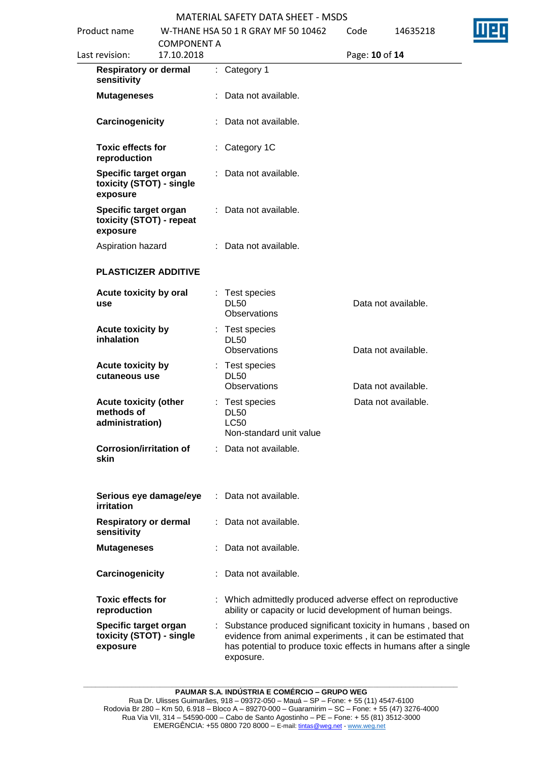**Respiratory or dermal sensitivity** : Category 1

**Mutageneses** : Data not available.

**Carcinogenicity** : Data not available.

**Toxic effects for reproduction** : Category 1C

**Specific target organ toxicity (STOT) - single exposure** : Data not available.

**Specific target organ toxicity (STOT) - repeat exposure** : Data not available.

Aspiration hazard : Data not available.

**PLASTICIZER ADDITIVE**

| | | |
|---|---|---|
| **Acute toxicity by oral use** | : Test species<br>DL50<br>Observations | Data not available. |
| **Acute toxicity by inhalation** | : Test species<br>DL50<br>Observations | Data not available. |
| **Acute toxicity by cutaneous use** | : Test species<br>DL50<br>Observations | Data not available. |
| **Acute toxicity (other methods of administration)** | : Test species<br>DL50<br>LC50<br>Non-standard unit value | Data not available. |

**Corrosion/irritation of skin** : Data not available.

**Serious eye damage/eye irritation** : Data not available.

**Respiratory or dermal sensitivity** : Data not available.

**Mutageneses** : Data not available.

**Carcinogenicity** : Data not available.

**Toxic effects for reproduction** : Which admittedly produced adverse effect on reproductive ability or capacity or lucid development of human beings.

**Specific target organ toxicity (STOT) - single exposure** : Substance produced significant toxicity in humans , based on evidence from animal experiments , it can be estimated that has potential to produce toxic effects in humans after a single exposure.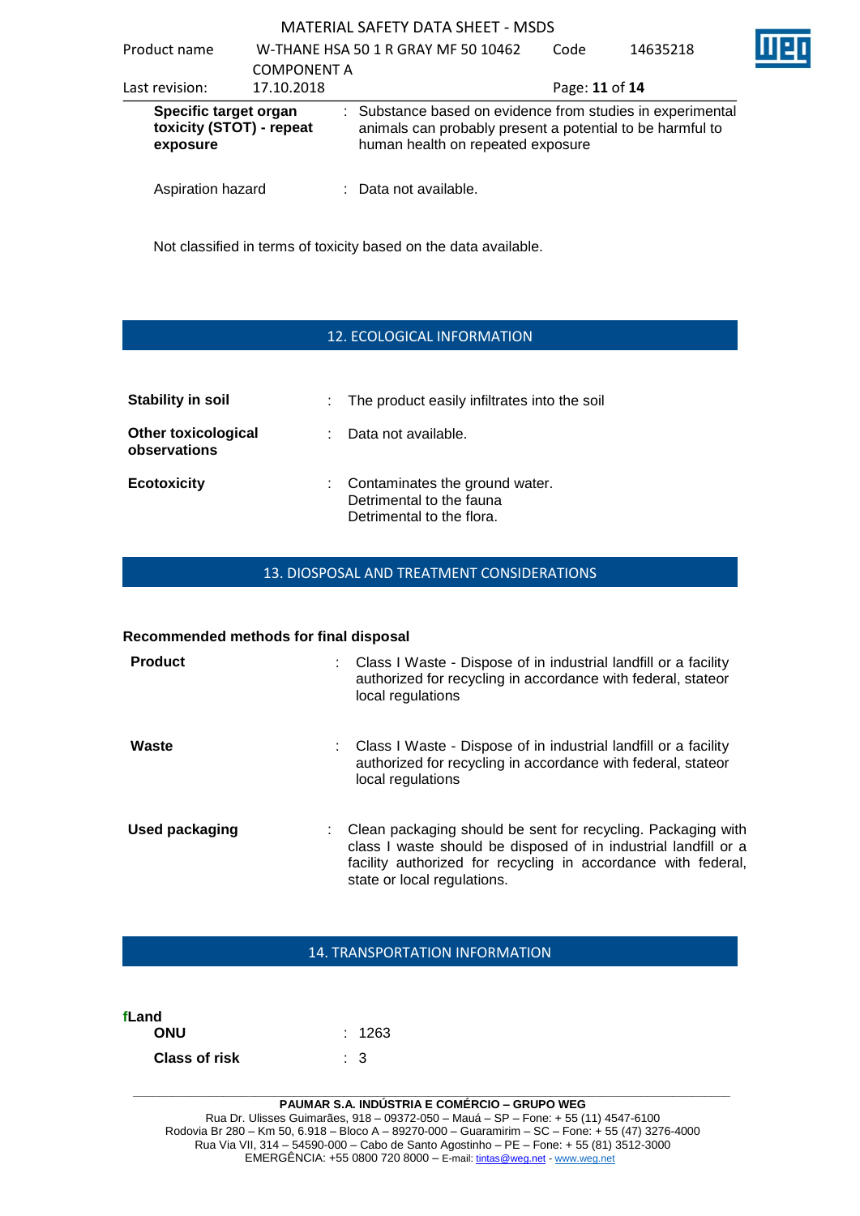| | | |
|---|---|---|
| **Specific target organ toxicity (STOT) - repeat exposure** | : | Substance based on evidence from studies in experimental animals can probably present a potential to be harmful to human health on repeated exposure |
| Aspiration hazard | : | Data not available. |

Not classified in terms of toxicity based on the data available.

## 12. ECOLOGICAL INFORMATION

| | | |
|---|---|---|
| **Stability in soil** | : | The product easily infiltrates into the soil |
| **Other toxicological observations** | : | Data not available. |
| **Ecotoxicity** | : | Contaminates the ground water.<br>Detrimental to the fauna<br>Detrimental to the flora. |

## 13. DIOSPOSAL AND TREATMENT CONSIDERATIONS

**Recommended methods for final disposal**

| | | |
|---|---|---|
| **Product** | : | Class I Waste - Dispose of in industrial landfill or a facility authorized for recycling in accordance with federal, stateor local regulations |
| **Waste** | : | Class I Waste - Dispose of in industrial landfill or a facility authorized for recycling in accordance with federal, stateor local regulations |
| **Used packaging** | : | Clean packaging should be sent for recycling. Packaging with class I waste should be disposed of in industrial landfill or a facility authorized for recycling in accordance with federal, state or local regulations. |

## 14. TRANSPORTATION INFORMATION

**fLand**

| | | |
|---|---|---|
| **ONU** | : | 1263 |
| **Class of risk** | : | 3 |

**PAUMAR S.A. INDÚSTRIA E COMÉRCIO – GRUPO WEG**
Rua Dr. Ulisses Guimarães, 918 – 09372-050 – Mauá – SP – Fone: + 55 (11) 4547-6100
Rodovia Br 280 – Km 50, 6.918 – Bloco A – 89270-000 – Guaramirim – SC – Fone: + 55 (47) 3276-4000
Rua Via VII, 314 – 54590-000 – Cabo de Santo Agostinho – PE – Fone: + 55 (81) 3512-3000
EMERGÊNCIA: +55 0800 720 8000 – E-mail: tintas@weg.net - www.weg.net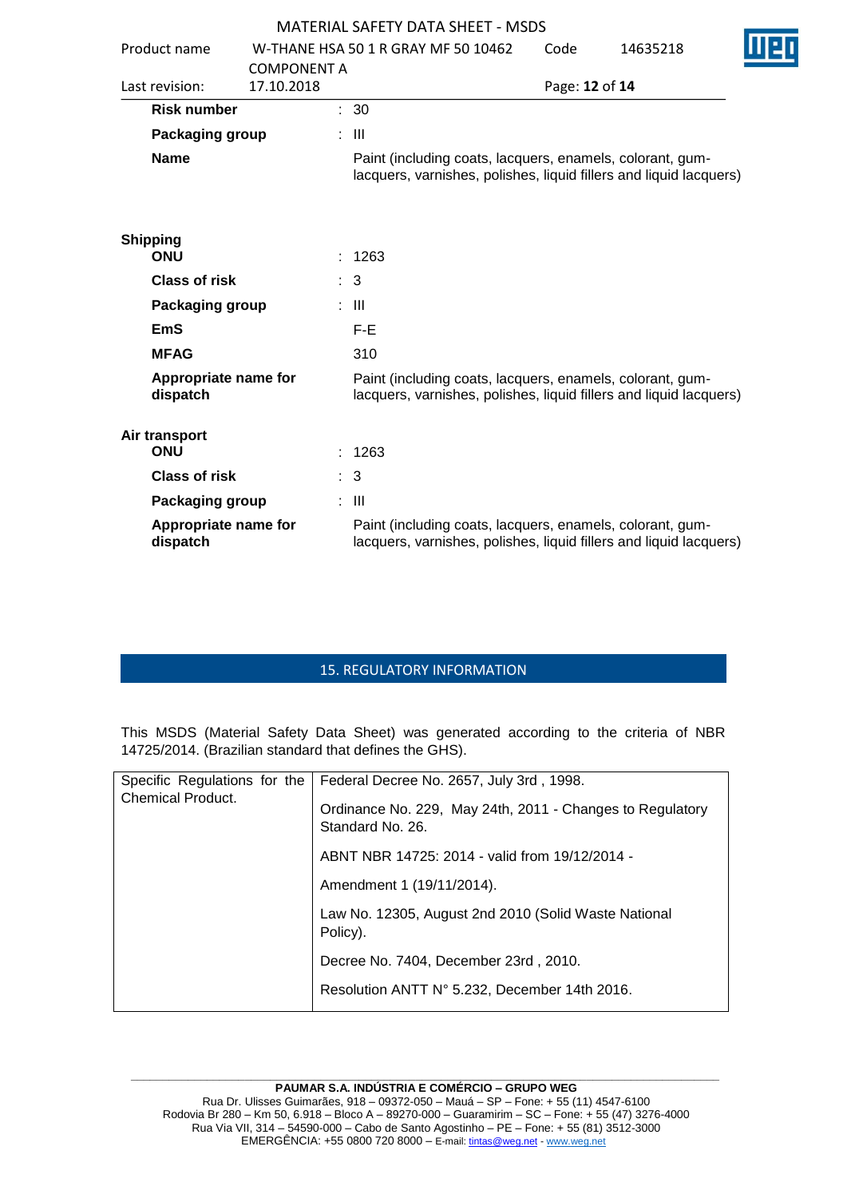| | | |
|---|---|---|
| **Risk number** | : | 30 |
| **Packaging group** | : | III |
| **Name** | | Paint (including coats, lacquers, enamels, colorant, gum-lacquers, varnishes, polishes, liquid fillers and liquid lacquers) |

**Shipping**

| | | |
|---|---|---|
| **ONU** | : | 1263 |
| **Class of risk** | : | 3 |
| **Packaging group** | : | III |
| **EmS** | | F-E |
| **MFAG** | | 310 |
| **Appropriate name for dispatch** | | Paint (including coats, lacquers, enamels, colorant, gum-lacquers, varnishes, polishes, liquid fillers and liquid lacquers) |

**Air transport**

| | | |
|---|---|---|
| **ONU** | : | 1263 |
| **Class of risk** | : | 3 |
| **Packaging group** | : | III |
| **Appropriate name for dispatch** | | Paint (including coats, lacquers, enamels, colorant, gum-lacquers, varnishes, polishes, liquid fillers and liquid lacquers) |

## 15. REGULATORY INFORMATION

This MSDS (Material Safety Data Sheet) was generated according to the criteria of NBR 14725/2014. (Brazilian standard that defines the GHS).

| | |
|---|---|
| Specific Regulations for the Chemical Product. | Federal Decree No. 2657, July 3rd , 1998. |
| | Ordinance No. 229, May 24th, 2011 - Changes to Regulatory Standard No. 26. |
| | ABNT NBR 14725: 2014 - valid from 19/12/2014 - |
| | Amendment 1 (19/11/2014). |
| | Law No. 12305, August 2nd 2010 (Solid Waste National Policy). |
| | Decree No. 7404, December 23rd , 2010. |
| | Resolution ANTT N° 5.232, December 14th 2016. |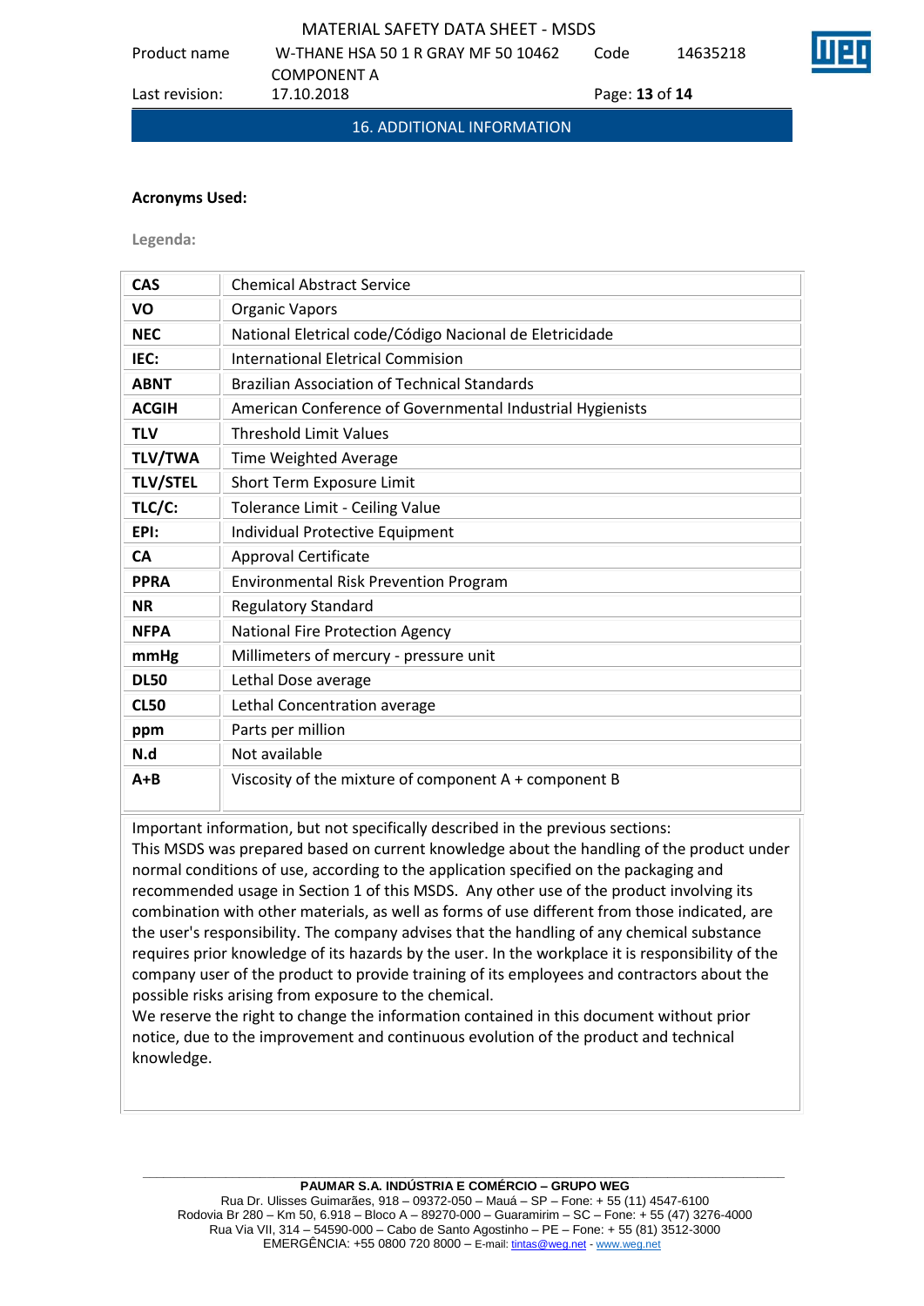## 16. ADDITIONAL INFORMATION

**Acronyms Used:**

**Legenda:**

| | |
|---|---|
| **CAS** | Chemical Abstract Service |
| **VO** | Organic Vapors |
| **NEC** | National Eletrical code/Código Nacional de Eletricidade |
| **IEC:** | International Eletrical Commision |
| **ABNT** | Brazilian Association of Technical Standards |
| **ACGIH** | American Conference of Governmental Industrial Hygienists |
| **TLV** | Threshold Limit Values |
| **TLV/TWA** | Time Weighted Average |
| **TLV/STEL** | Short Term Exposure Limit |
| **TLC/C:** | Tolerance Limit - Ceiling Value |
| **EPI:** | Individual Protective Equipment |
| **CA** | Approval Certificate |
| **PPRA** | Environmental Risk Prevention Program |
| **NR** | Regulatory Standard |
| **NFPA** | National Fire Protection Agency |
| **mmHg** | Millimeters of mercury - pressure unit |
| **DL50** | Lethal Dose average |
| **CL50** | Lethal Concentration average |
| **ppm** | Parts per million |
| **N.d** | Not available |
| **A+B** | Viscosity of the mixture of component A + component B |

Important information, but not specifically described in the previous sections:
This MSDS was prepared based on current knowledge about the handling of the product under normal conditions of use, according to the application specified on the packaging and recommended usage in Section 1 of this MSDS. Any other use of the product involving its combination with other materials, as well as forms of use different from those indicated, are the user's responsibility. The company advises that the handling of any chemical substance requires prior knowledge of its hazards by the user. In the workplace it is responsibility of the company user of the product to provide training of its employees and contractors about the possible risks arising from exposure to the chemical.
We reserve the right to change the information contained in this document without prior notice, due to the improvement and continuous evolution of the product and technical knowledge.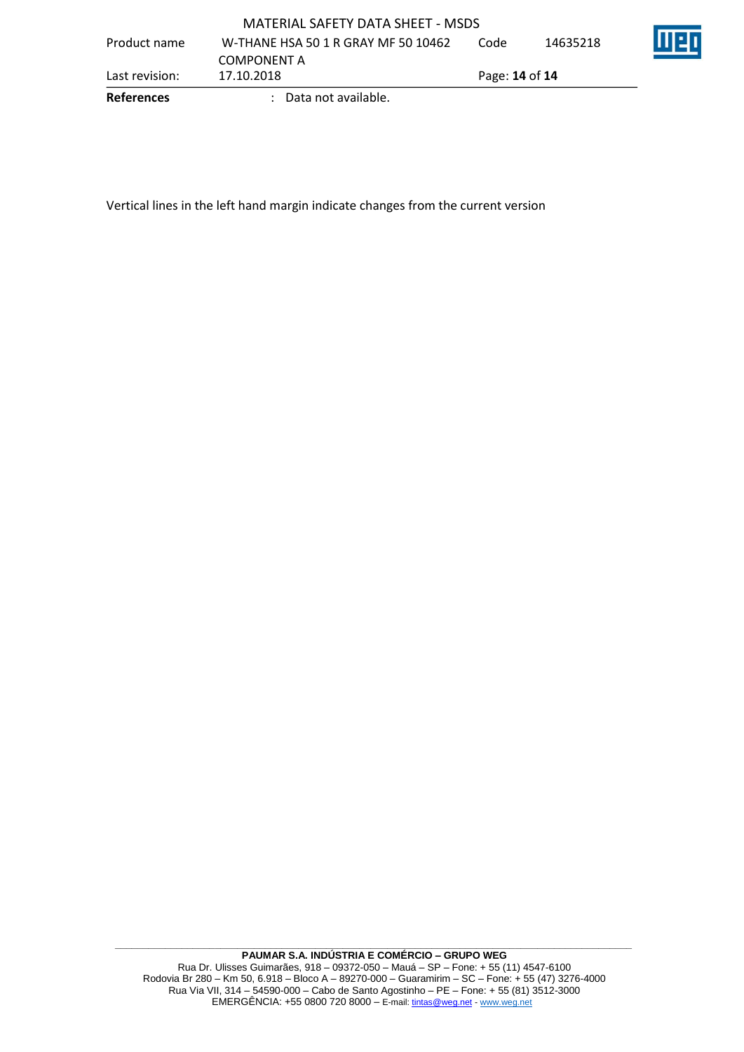| | |
|---|---|
| **References** | : Data not available. |

Vertical lines in the left hand margin indicate changes from the current version

**PAUMAR S.A. INDÚSTRIA E COMÉRCIO – GRUPO WEG**
Rua Dr. Ulisses Guimarães, 918 – 09372-050 – Mauá – SP – Fone: + 55 (11) 4547-6100
Rodovia Br 280 – Km 50, 6.918 – Bloco A – 89270-000 – Guaramirim – SC – Fone: + 55 (47) 3276-4000
Rua Via VII, 314 – 54590-000 – Cabo de Santo Agostinho – PE – Fone: + 55 (81) 3512-3000
EMERGÊNCIA: +55 0800 720 8000 – E-mail: tintas@weg.net - www.weg.net